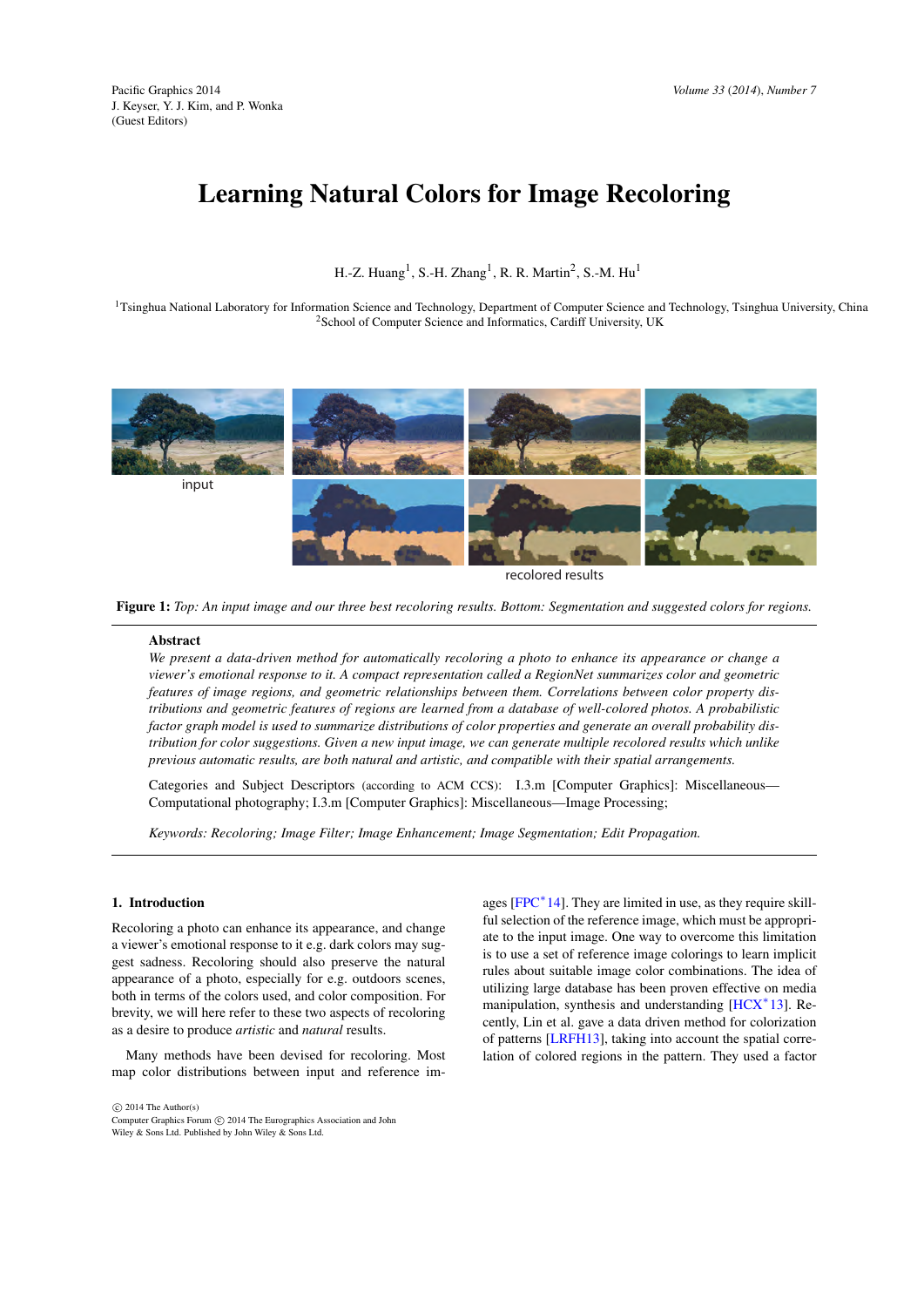# Learning Natural Colors for Image Recoloring

H.-Z. Huang[1], S.-H. Zhang[1], R. R. Martin[2], S.-M. Hu[1]

[1]Tsinghua National Laboratory for Information Science and Technology, Department of Computer Science and Technology, Tsinghua University, China
[2]School of Computer Science and Informatics, Cardiff University, UK

input

recolored results

**Figure 1:** *Top: An input image and our three best recoloring results. Bottom: Segmentation and suggested colors for regions.*

## Abstract

*We present a data-driven method for automatically recoloring a photo to enhance its appearance or change a viewer's emotional response to it. A compact representation called a RegionNet summarizes color and geometric features of image regions, and geometric relationships between them. Correlations between color property distributions and geometric features of regions are learned from a database of well-colored photos. A probabilistic factor graph model is used to summarize distributions of color properties and generate an overall probability distribution for color suggestions. Given a new input image, we can generate multiple recolored results which unlike previous automatic results, are both natural and artistic, and compatible with their spatial arrangements.*

Categories and Subject Descriptors (according to ACM CCS): I.3.m [Computer Graphics]: Miscellaneous—Computational photography; I.3.m [Computer Graphics]: Miscellaneous—Image Processing;

*Keywords: Recoloring; Image Filter; Image Enhancement; Image Segmentation; Edit Propagation.*

## 1. Introduction

Recoloring a photo can enhance its appearance, and change a viewer's emotional response to it e.g. dark colors may suggest sadness. Recoloring should also preserve the natural appearance of a photo, especially for e.g. outdoors scenes, both in terms of the colors used, and color composition. For brevity, we will here refer to these two aspects of recoloring as a desire to produce *artistic* and *natural* results.

Many methods have been devised for recoloring. Most map color distributions between input and reference images [FPC*14]. They are limited in use, as they require skillful selection of the reference image, which must be appropriate to the input image. One way to overcome this limitation is to use a set of reference image colorings to learn implicit rules about suitable image color combinations. The idea of utilizing large database has been proven effective on media manipulation, synthesis and understanding [HCX*13]. Recently, Lin et al. gave a data driven method for colorization of patterns [LRFH13], taking into account the spatial correlation of colored regions in the pattern. They used a factor

© 2014 The Author(s)
Computer Graphics Forum © 2014 The Eurographics Association and John Wiley & Sons Ltd. Published by John Wiley & Sons Ltd.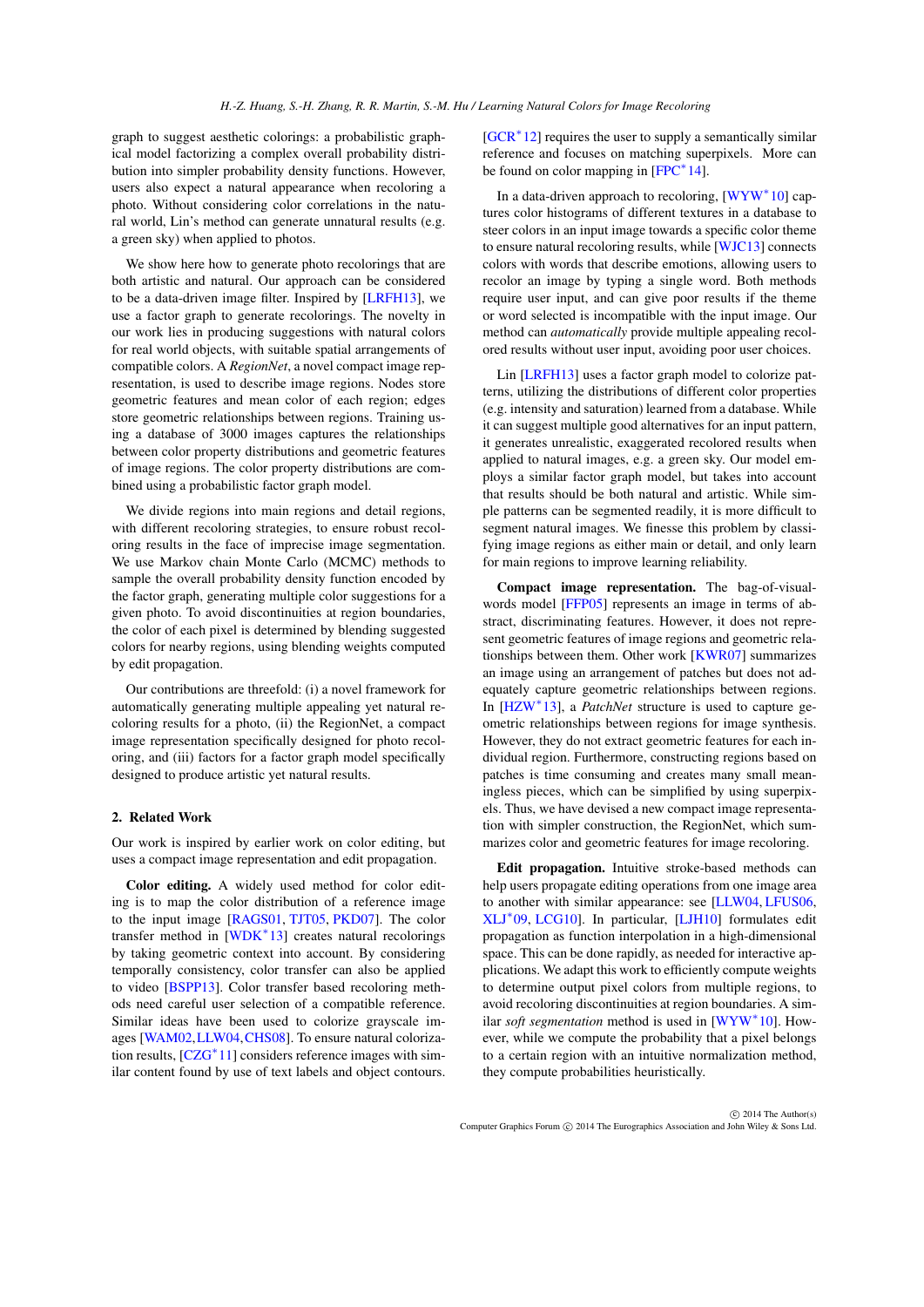graph to suggest aesthetic colorings: a probabilistic graphical model factorizing a complex overall probability distribution into simpler probability density functions. However, users also expect a natural appearance when recoloring a photo. Without considering color correlations in the natural world, Lin's method can generate unnatural results (e.g. a green sky) when applied to photos.

We show here how to generate photo recolorings that are both artistic and natural. Our approach can be considered to be a data-driven image filter. Inspired by [LRFH13], we use a factor graph to generate recolorings. The novelty in our work lies in producing suggestions with natural colors for real world objects, with suitable spatial arrangements of compatible colors. A *RegionNet*, a novel compact image representation, is used to describe image regions. Nodes store geometric features and mean color of each region; edges store geometric relationships between regions. Training using a database of 3000 images captures the relationships between color property distributions and geometric features of image regions. The color property distributions are combined using a probabilistic factor graph model.

We divide regions into main regions and detail regions, with different recoloring strategies, to ensure robust recoloring results in the face of imprecise image segmentation. We use Markov chain Monte Carlo (MCMC) methods to sample the overall probability density function encoded by the factor graph, generating multiple color suggestions for a given photo. To avoid discontinuities at region boundaries, the color of each pixel is determined by blending suggested colors for nearby regions, using blending weights computed by edit propagation.

Our contributions are threefold: (i) a novel framework for automatically generating multiple appealing yet natural recoloring results for a photo, (ii) the RegionNet, a compact image representation specifically designed for photo recoloring, and (iii) factors for a factor graph model specifically designed to produce artistic yet natural results.

## 2. Related Work

Our work is inspired by earlier work on color editing, but uses a compact image representation and edit propagation.

**Color editing.** A widely used method for color editing is to map the color distribution of a reference image to the input image [RAGS01, TJT05, PKD07]. The color transfer method in [WDK*13] creates natural recolorings by taking geometric context into account. By considering temporally consistency, color transfer can also be applied to video [BSPP13]. Color transfer based recoloring methods need careful user selection of a compatible reference. Similar ideas have been used to colorize grayscale images [WAM02, LLW04, CHS08]. To ensure natural colorization results, [CZG*11] considers reference images with similar content found by use of text labels and object contours. [GCR*12] requires the user to supply a semantically similar reference and focuses on matching superpixels. More can be found on color mapping in [FPC*14].

In a data-driven approach to recoloring, [WYW*10] captures color histograms of different textures in a database to steer colors in an input image towards a specific color theme to ensure natural recoloring results, while [WJC13] connects colors with words that describe emotions, allowing users to recolor an image by typing a single word. Both methods require user input, and can give poor results if the theme or word selected is incompatible with the input image. Our method can *automatically* provide multiple appealing recolored results without user input, avoiding poor user choices.

Lin [LRFH13] uses a factor graph model to colorize patterns, utilizing the distributions of different color properties (e.g. intensity and saturation) learned from a database. While it can suggest multiple good alternatives for an input pattern, it generates unrealistic, exaggerated recolored results when applied to natural images, e.g. a green sky. Our model employs a similar factor graph model, but takes into account that results should be both natural and artistic. While simple patterns can be segmented readily, it is more difficult to segment natural images. We finesse this problem by classifying image regions as either main or detail, and only learn for main regions to improve learning reliability.

**Compact image representation.** The bag-of-visual-words model [FFP05] represents an image in terms of abstract, discriminating features. However, it does not represent geometric features of image regions and geometric relationships between them. Other work [KWR07] summarizes an image using an arrangement of patches but does not adequately capture geometric relationships between regions. In [HZW*13], a *PatchNet* structure is used to capture geometric relationships between regions for image synthesis. However, they do not extract geometric features for each individual region. Furthermore, constructing regions based on patches is time consuming and creates many small meaningless pieces, which can be simplified by using superpixels. Thus, we have devised a new compact image representation with simpler construction, the RegionNet, which summarizes color and geometric features for image recoloring.

**Edit propagation.** Intuitive stroke-based methods can help users propagate editing operations from one image area to another with similar appearance: see [LLW04, LFUS06, XLJ*09, LCG10]. In particular, [LJH10] formulates edit propagation as function interpolation in a high-dimensional space. This can be done rapidly, as needed for interactive applications. We adapt this work to efficiently compute weights to determine output pixel colors from multiple regions, to avoid recoloring discontinuities at region boundaries. A similar *soft segmentation* method is used in [WYW*10]. However, while we compute the probability that a pixel belongs to a certain region with an intuitive normalization method, they compute probabilities heuristically.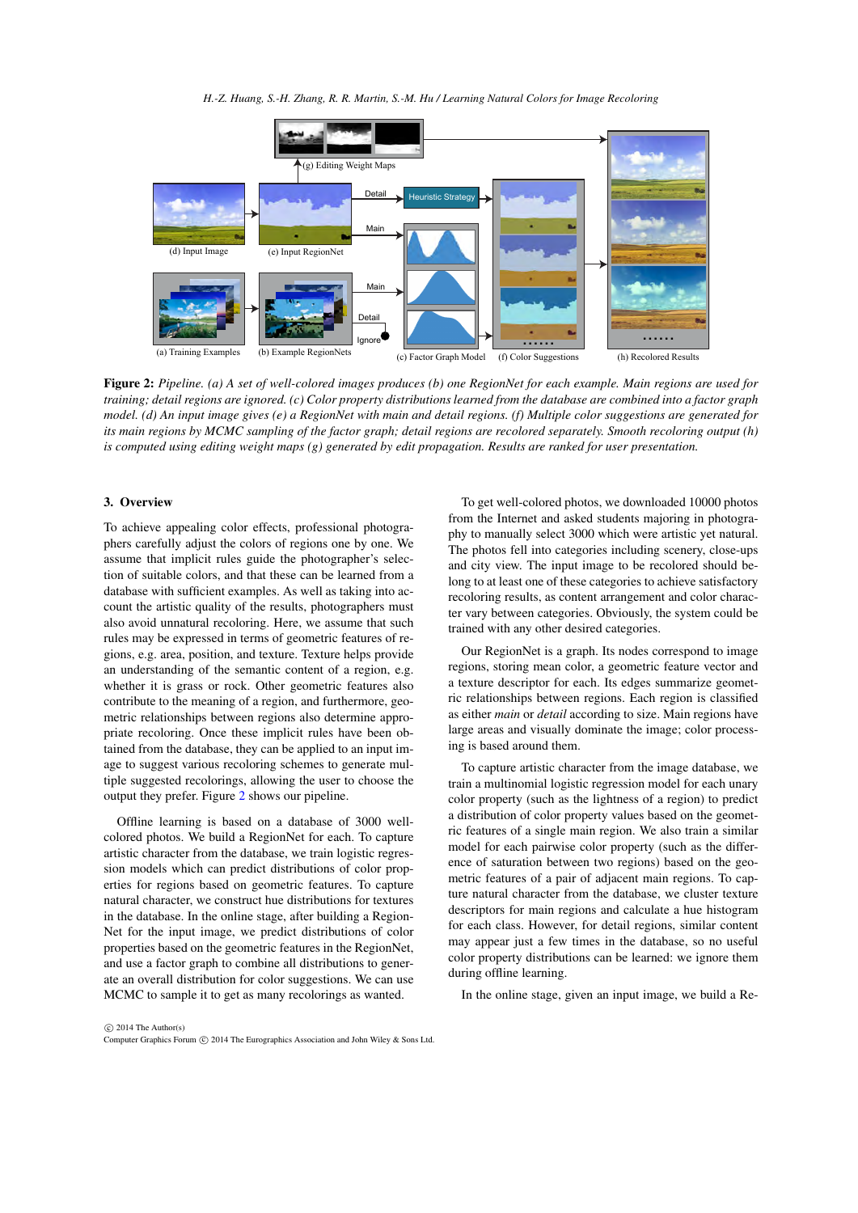(g) Editing Weight Maps

Detail

Heuristic Strategy

Main

(d) Input Image

(e) Input RegionNet

Main

Detail

Ignore

(a) Training Examples

(b) Example RegionNets

(c) Factor Graph Model

(f) Color Suggestions

(h) Recolored Results

**Figure 2:** *Pipeline. (a) A set of well-colored images produces (b) one RegionNet for each example. Main regions are used for training; detail regions are ignored. (c) Color property distributions learned from the database are combined into a factor graph model. (d) An input image gives (e) a RegionNet with main and detail regions. (f) Multiple color suggestions are generated for its main regions by MCMC sampling of the factor graph; detail regions are recolored separately. Smooth recoloring output (h) is computed using editing weight maps (g) generated by edit propagation. Results are ranked for user presentation.*

## 3. Overview

To achieve appealing color effects, professional photographers carefully adjust the colors of regions one by one. We assume that implicit rules guide the photographer's selection of suitable colors, and that these can be learned from a database with sufficient examples. As well as taking into account the artistic quality of the results, photographers must also avoid unnatural recoloring. Here, we assume that such rules may be expressed in terms of geometric features of regions, e.g. area, position, and texture. Texture helps provide an understanding of the semantic content of a region, e.g. whether it is grass or rock. Other geometric features also contribute to the meaning of a region, and furthermore, geometric relationships between regions also determine appropriate recoloring. Once these implicit rules have been obtained from the database, they can be applied to an input image to suggest various recoloring schemes to generate multiple suggested recolorings, allowing the user to choose the output they prefer. Figure 2 shows our pipeline.

Offline learning is based on a database of 3000 well-colored photos. We build a RegionNet for each. To capture artistic character from the database, we train logistic regression models which can predict distributions of color properties for regions based on geometric features. To capture natural character, we construct hue distributions for textures in the database. In the online stage, after building a RegionNet for the input image, we predict distributions of color properties based on the geometric features in the RegionNet, and use a factor graph to combine all distributions to generate an overall distribution for color suggestions. We can use MCMC to sample it to get as many recolorings as wanted.

To get well-colored photos, we downloaded 10000 photos from the Internet and asked students majoring in photography to manually select 3000 which were artistic yet natural. The photos fell into categories including scenery, close-ups and city view. The input image to be recolored should belong to at least one of these categories to achieve satisfactory recoloring results, as content arrangement and color character vary between categories. Obviously, the system could be trained with any other desired categories.

Our RegionNet is a graph. Its nodes correspond to image regions, storing mean color, a geometric feature vector and a texture descriptor for each. Its edges summarize geometric relationships between regions. Each region is classified as either *main* or *detail* according to size. Main regions have large areas and visually dominate the image; color processing is based around them.

To capture artistic character from the image database, we train a multinomial logistic regression model for each unary color property (such as the lightness of a region) to predict a distribution of color property values based on the geometric features of a single main region. We also train a similar model for each pairwise color property (such as the difference of saturation between two regions) based on the geometric features of a pair of adjacent main regions. To capture natural character from the database, we cluster texture descriptors for main regions and calculate a hue histogram for each class. However, for detail regions, similar content may appear just a few times in the database, so no useful color property distributions can be learned: we ignore them during offline learning.

In the online stage, given an input image, we build a Re-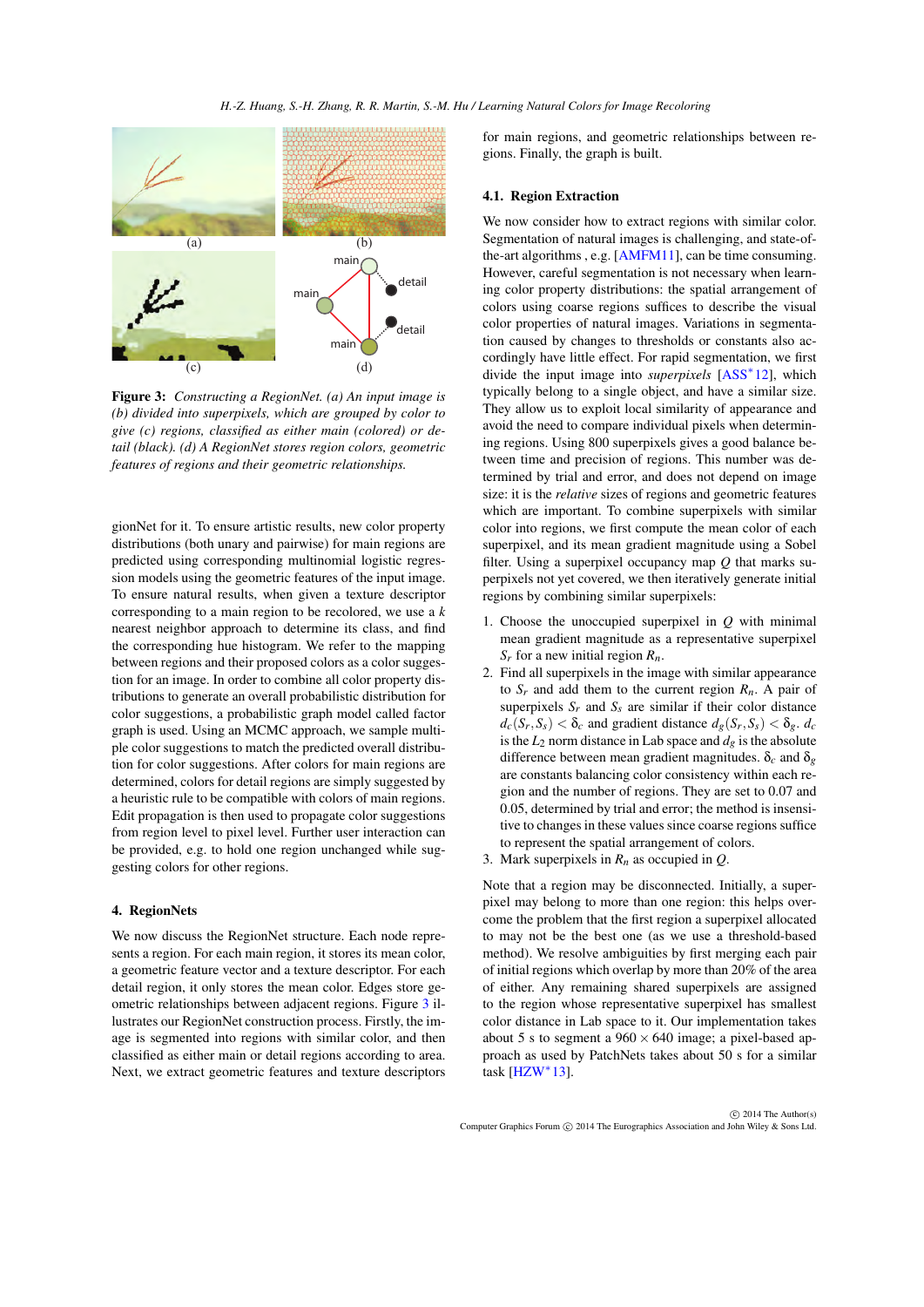(a)

(b)

(c)

main

detail

main

detail

main

(d)

**Figure 3:** *Constructing a RegionNet. (a) An input image is (b) divided into superpixels, which are grouped by color to give (c) regions, classified as either main (colored) or detail (black). (d) A RegionNet stores region colors, geometric features of regions and their geometric relationships.*

gionNet for it. To ensure artistic results, new color property distributions (both unary and pairwise) for main regions are predicted using corresponding multinomial logistic regression models using the geometric features of the input image. To ensure natural results, when given a texture descriptor corresponding to a main region to be recolored, we use a $k$ nearest neighbor approach to determine its class, and find the corresponding hue histogram. We refer to the mapping between regions and their proposed colors as a color suggestion for an image. In order to combine all color property distributions to generate an overall probabilistic distribution for color suggestions, a probabilistic graph model called factor graph is used. Using an MCMC approach, we sample multiple color suggestions to match the predicted overall distribution for color suggestions. After colors for main regions are determined, colors for detail regions are simply suggested by a heuristic rule to be compatible with colors of main regions. Edit propagation is then used to propagate color suggestions from region level to pixel level. Further user interaction can be provided, e.g. to hold one region unchanged while suggesting colors for other regions.

## 4. RegionNets

We now discuss the RegionNet structure. Each node represents a region. For each main region, it stores its mean color, a geometric feature vector and a texture descriptor. For each detail region, it only stores the mean color. Edges store geometric relationships between adjacent regions. Figure 3 illustrates our RegionNet construction process. Firstly, the image is segmented into regions with similar color, and then classified as either main or detail regions according to area. Next, we extract geometric features and texture descriptors for main regions, and geometric relationships between regions. Finally, the graph is built.

### 4.1. Region Extraction

We now consider how to extract regions with similar color. Segmentation of natural images is challenging, and state-of-the-art algorithms , e.g. [AMFM11], can be time consuming. However, careful segmentation is not necessary when learning color property distributions: the spatial arrangement of colors using coarse regions suffices to describe the visual color properties of natural images. Variations in segmentation caused by changes to thresholds or constants also accordingly have little effect. For rapid segmentation, we first divide the image into *superpixels* [ASS*12], which typically belong to a single object, and have a similar size. They allow us to exploit local similarity of appearance and avoid the need to compare individual pixels when determining regions. Using 800 superpixels gives a good balance between time and precision of regions. This number was determined by trial and error, and does not depend on image size: it is the *relative* sizes of regions and geometric features which are important. To combine superpixels with similar color into regions, we first compute the mean color of each superpixel, and its mean gradient magnitude using a Sobel filter. Using a superpixel occupancy map $Q$ that marks superpixels not yet covered, we then iteratively generate initial regions by combining similar superpixels:

1. Choose the unoccupied superpixel in $Q$ with minimal mean gradient magnitude as a representative superpixel $S_r$ for a new initial region $R_n$.
2. Find all superpixels in the image with similar appearance to $S_r$ and add them to the current region $R_n$. A pair of superpixels $S_r$ and $S_s$ are similar if their color distance $d_c(S_r, S_s) < \delta_c$ and gradient distance $d_g(S_r, S_s) < \delta_g$. $d_c$ is the $L_2$ norm distance in Lab space and $d_g$ is the absolute difference between mean gradient magnitudes. $\delta_c$ and $\delta_g$ are constants balancing color consistency within each region and the number of regions. They are set to 0.07 and 0.05, determined by trial and error; the method is insensitive to changes in these values since coarse regions suffice to represent the spatial arrangement of colors.
3. Mark superpixels in $R_n$ as occupied in $Q$.

Note that a region may be disconnected. Initially, a superpixel may belong to more than one region: this helps overcome the problem that the first region a superpixel allocated to may not be the best one (as we use a threshold-based method). We resolve ambiguities by first merging each pair of initial regions which overlap by more than 20% of the area of either. Any remaining shared superpixels are assigned to the region whose representative superpixel has smallest color distance in Lab space to it. Our implementation takes about 5 s to segment a $960 \times 640$ image; a pixel-based approach as used by PatchNets takes about 50 s for a similar task [HZW*13].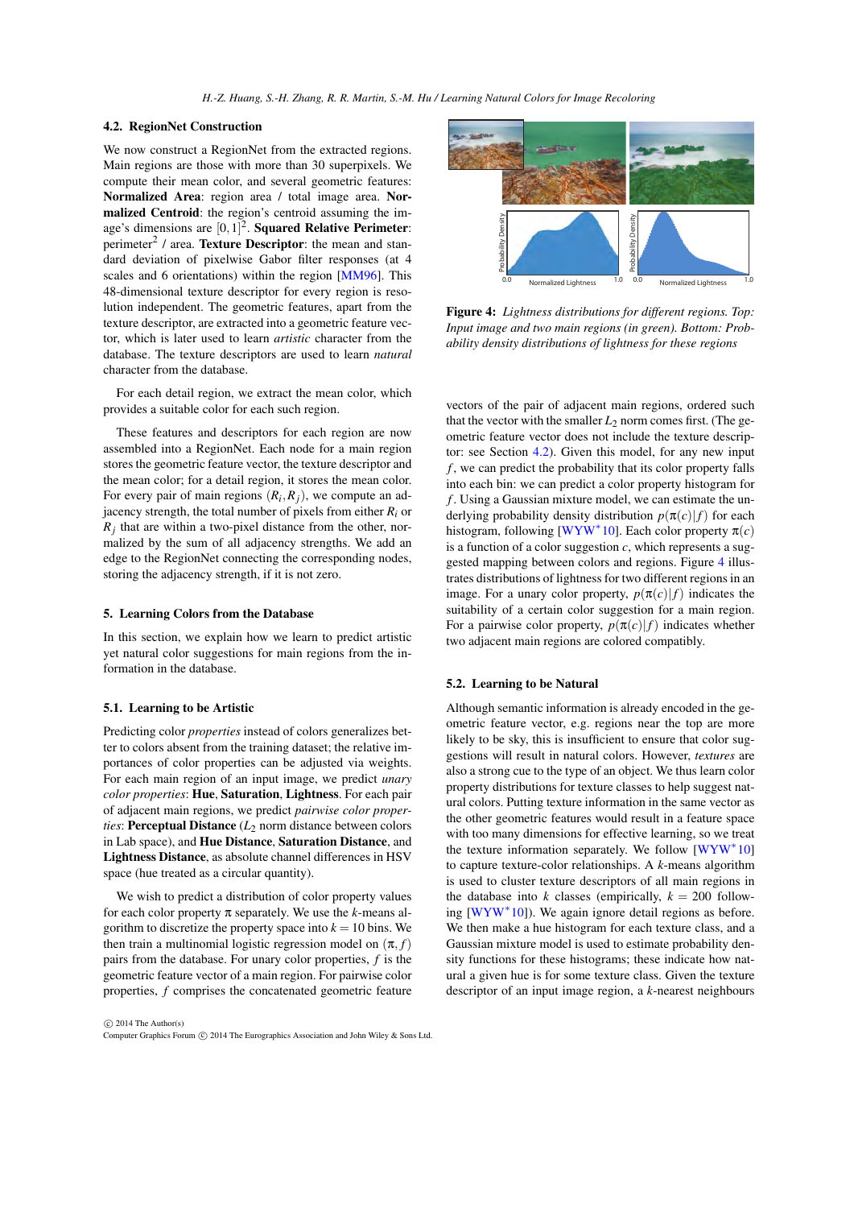### 4.2. RegionNet Construction

We now construct a RegionNet from the extracted regions. Main regions are those with more than 30 superpixels. We compute their mean color, and several geometric features: **Normalized Area**: region area / total image area. **Normalized Centroid**: the region's centroid assuming the image's dimensions are $[0,1]^2$. **Squared Relative Perimeter**: perimeter$^2$ / area. **Texture Descriptor**: the mean and standard deviation of pixelwise Gabor filter responses (at 4 scales and 6 orientations) within the region [MM96]. This 48-dimensional texture descriptor for every region is resolution independent. The geometric features, apart from the texture descriptor, are extracted into a geometric feature vector, which is later used to learn *artistic* character from the database. The texture descriptors are used to learn *natural* character from the database.

For each detail region, we extract the mean color, which provides a suitable color for each such region.

These features and descriptors for each region are now assembled into a RegionNet. Each node for a main region stores the geometric feature vector, the texture descriptor and the mean color; for a detail region, it stores the mean color. For every pair of main regions $(R_i, R_j)$, we compute an adjacency strength, the total number of pixels from either $R_i$ or $R_j$ that are within a two-pixel distance from the other, normalized by the sum of all adjacency strengths. We add an edge to the RegionNet connecting the corresponding nodes, storing the adjacency strength, if it is not zero.

## 5. Learning Colors from the Database

In this section, we explain how we learn to predict artistic yet natural color suggestions for main regions from the information in the database.

### 5.1. Learning to be Artistic

Predicting color *properties* instead of colors generalizes better to colors absent from the training dataset; the relative importances of color properties can be adjusted via weights. For each main region of an input image, we predict *unary color properties*: **Hue**, **Saturation**, **Lightness**. For each pair of adjacent main regions, we predict *pairwise color properties*: **Perceptual Distance** ($L_2$ norm distance between colors in Lab space), and **Hue Distance**, **Saturation Distance**, and **Lightness Distance**, as absolute channel differences in HSV space (hue treated as a circular quantity).

We wish to predict a distribution of color property values for each color property $\pi$ separately. We use the $k$-means algorithm to discretize the property space into $k = 10$ bins. We then train a multinomial logistic regression model on $(\pi, f)$ pairs from the database. For unary color properties, $f$ is the geometric feature vector of a main region. For pairwise color properties, $f$ comprises the concatenated geometric feature vectors of the pair of adjacent main regions, ordered such that the vector with the smaller $L_2$ norm comes first. (The geometric feature vector does not include the texture descriptor: see Section 4.2). Given this model, for any new input $f$, we can predict the probability that its color property falls into each bin: we can predict a color property histogram for $f$. Using a Gaussian mixture model, we can estimate the underlying probability density distribution $p(\pi(c)|f)$ for each histogram, following [WYW*10]. Each color property $\pi(c)$ is a function of a color suggestion $c$, which represents a suggested mapping between colors and regions. Figure 4 illustrates distributions of lightness for two different regions in an image. For a unary color property, $p(\pi(c)|f)$ indicates the suitability of a certain color suggestion for a main region. For a pairwise color property, $p(\pi(c)|f)$ indicates whether two adjacent main regions are colored compatibly.

**Figure 4:** *Lightness distributions for different regions. Top: Input image and two main regions (in green). Bottom: Probability density distributions of lightness for these regions*

### 5.2. Learning to be Natural

Although semantic information is already encoded in the geometric feature vector, e.g. regions near the top are more likely to be sky, this is insufficient to ensure that color suggestions will result in natural colors. However, *textures* are also a strong cue to the type of an object. We thus learn color property distributions for texture classes to help suggest natural colors. Putting texture information in the same vector as the other geometric features would result in a feature space with too many dimensions for effective learning, so we treat the texture information separately. We follow [WYW*10] to capture texture-color relationships. A $k$-means algorithm is used to cluster texture descriptors of all main regions in the database into $k$ classes (empirically, $k = 200$ following [WYW*10]). We again ignore detail regions as before. We then make a hue histogram for each texture class, and a Gaussian mixture model is used to estimate probability density functions for these histograms; these indicate how natural a given hue is for some texture class. Given the texture descriptor of an input image region, a $k$-nearest neighbours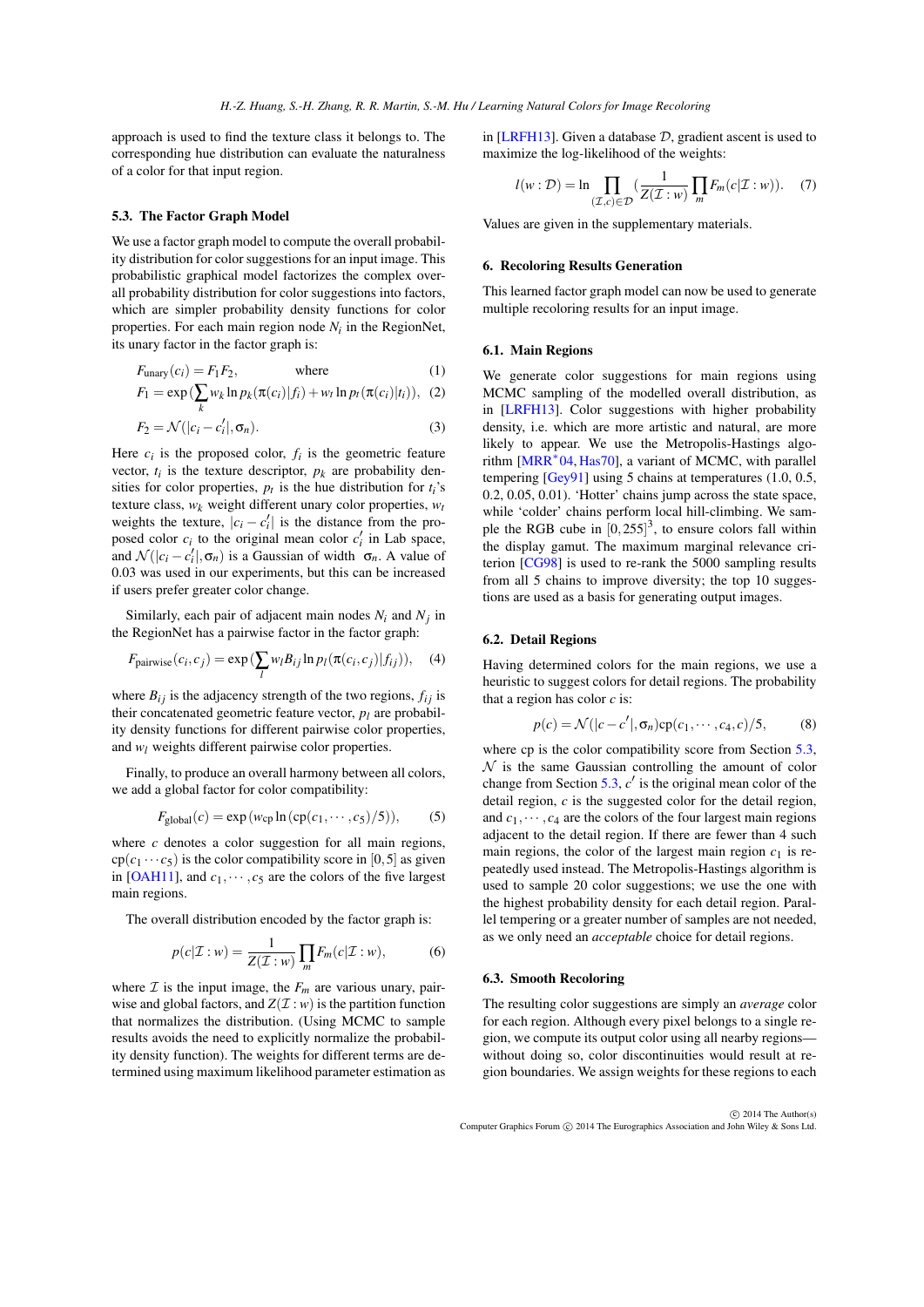approach is used to find the texture class it belongs to. The corresponding hue distribution can evaluate the naturalness of a color for that input region.

### 5.3. The Factor Graph Model

We use a factor graph model to compute the overall probability distribution for color suggestions for an input image. This probabilistic graphical model factorizes the complex overall probability distribution for color suggestions into factors, which are simpler probability density functions for color properties. For each main region node $N_i$ in the RegionNet, its unary factor in the factor graph is:

$$F_{\text{unary}}(c_i) = F_1 F_2, \qquad \text{where} \tag{1}$$

$$F_1 = \exp\left(\sum_k w_k \ln p_k(\pi(c_i)|f_i) + w_t \ln p_t(\pi(c_i)|t_i)\right), \tag{2}$$

$$F_2 = \mathcal{N}(|c_i - c_i'|, \sigma_n). \tag{3}$$

Here $c_i$ is the proposed color, $f_i$ is the geometric feature vector, $t_i$ is the texture descriptor, $p_k$ are probability densities for color properties, $p_t$ is the hue distribution for $t_i$'s texture class, $w_k$ weight different unary color properties, $w_t$ weights the texture, $|c_i - c_i'|$ is the distance from the proposed color $c_i$ to the original mean color $c_i'$ in Lab space, and $\mathcal{N}(|c_i - c_i'|, \sigma_n)$ is a Gaussian of width $\sigma_n$. A value of 0.03 was used in our experiments, but this can be increased if users prefer greater color change.

Similarly, each pair of adjacent main nodes $N_i$ and $N_j$ in the RegionNet has a pairwise factor in the factor graph:

$$F_{\text{pairwise}}(c_i, c_j) = \exp\left(\sum_l w_l B_{ij} \ln p_l(\pi(c_i, c_j)|f_{ij})\right), \tag{4}$$

where $B_{ij}$ is the adjacency strength of the two regions, $f_{ij}$ is their concatenated geometric feature vector, $p_l$ are probability density functions for different pairwise color properties, and $w_l$ weights different pairwise color properties.

Finally, to produce an overall harmony between all colors, we add a global factor for color compatibility:

$$F_{\text{global}}(c) = \exp\left(w_{\text{cp}} \ln(\text{cp}(c_1, \cdots, c_5)/5)\right), \tag{5}$$

where $c$ denotes a color suggestion for all main regions, $\text{cp}(c_1 \cdots c_5)$ is the color compatibility score in $[0, 5]$ as given in [OAH11], and $c_1, \cdots, c_5$ are the colors of the five largest main regions.

The overall distribution encoded by the factor graph is:

$$p(c|\mathcal{I} : w) = \frac{1}{Z(\mathcal{I} : w)} \prod_m F_m(c|\mathcal{I} : w), \tag{6}$$

where $\mathcal{I}$ is the input image, the $F_m$ are various unary, pairwise and global factors, and $Z(\mathcal{I} : w)$ is the partition function that normalizes the distribution. (Using MCMC to sample results avoids the need to explicitly normalize the probability density function). The weights for different terms are determined using maximum likelihood parameter estimation as in [LRFH13]. Given a database $\mathcal{D}$, gradient ascent is used to maximize the log-likelihood of the weights:

$$l(w : \mathcal{D}) = \ln \prod_{(\mathcal{I}, c) \in \mathcal{D}} \left(\frac{1}{Z(\mathcal{I} : w)} \prod_m F_m(c|\mathcal{I} : w)\right). \tag{7}$$

Values are given in the supplementary materials.

## 6. Recoloring Results Generation

This learned factor graph model can now be used to generate multiple recoloring results for an input image.

### 6.1. Main Regions

We generate color suggestions for main regions using MCMC sampling of the modelled overall distribution, as in [LRFH13]. Color suggestions with higher probability density, i.e. which are more artistic and natural, are more likely to appear. We use the Metropolis-Hastings algorithm [MRR*04, Has70], a variant of MCMC, with parallel tempering [Gey91] using 5 chains at temperatures (1.0, 0.5, 0.2, 0.05, 0.01). 'Hotter' chains jump across the state space, while 'colder' chains perform local hill-climbing. We sample the RGB cube in $[0, 255]^3$, to ensure colors fall within the display gamut. The maximum marginal relevance criterion [CG98] is used to re-rank the 5000 sampling results from all 5 chains to improve diversity; the top 10 suggestions are used as a basis for generating output images.

### 6.2. Detail Regions

Having determined colors for the main regions, we use a heuristic to suggest colors for detail regions. The probability that a region has color $c$ is:

$$p(c) = \mathcal{N}(|c - c'|, \sigma_n)\text{cp}(c_1, \cdots, c_4, c)/5, \tag{8}$$

where cp is the color compatibility score from Section 5.3, $\mathcal{N}$ is the same Gaussian controlling the amount of color change from Section 5.3, $c'$ is the original mean color of the detail region, $c$ is the suggested color for the detail region, and $c_1, \cdots, c_4$ are the colors of the four largest main regions adjacent to the detail region. If there are fewer than 4 such main regions, the color of the largest main region $c_1$ is repeatedly used instead. The Metropolis-Hastings algorithm is used to sample 20 color suggestions; we use the one with the highest probability density for each detail region. Parallel tempering or a greater number of samples are not needed, as we only need an *acceptable* choice for detail regions.

### 6.3. Smooth Recoloring

The resulting color suggestions are simply an *average* color for each region. Although every pixel belongs to a single region, we compute its output color using all nearby regions—without doing so, color discontinuities would result at region boundaries. We assign weights for these regions to each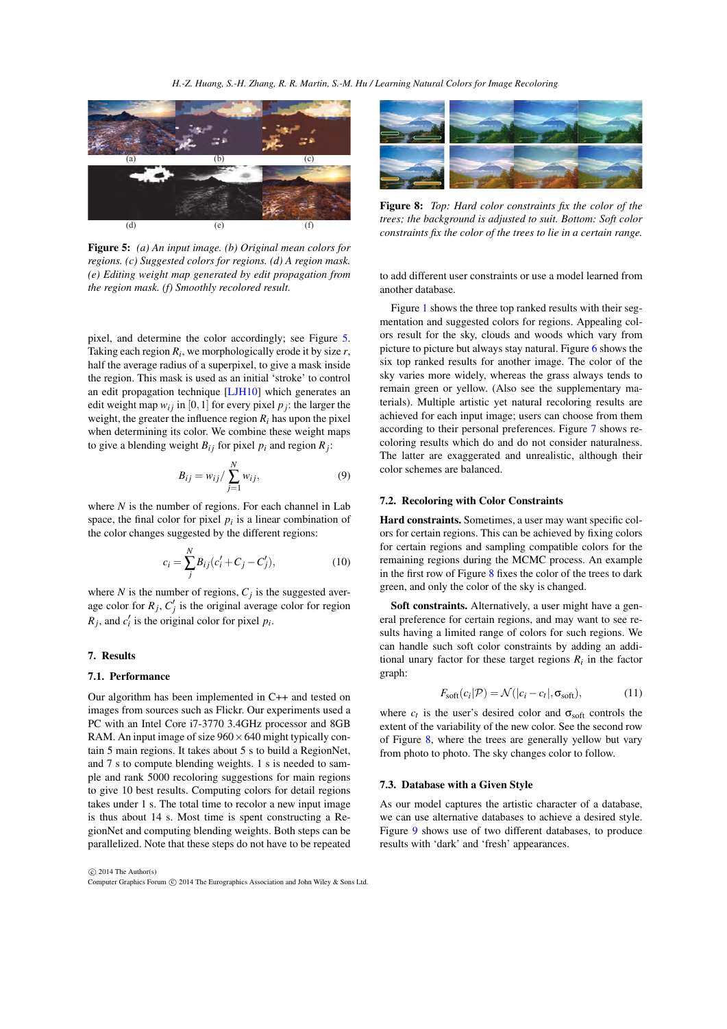**Figure 5:** *(a) An input image. (b) Original mean colors for regions. (c) Suggested colors for regions. (d) A region mask. (e) Editing weight map generated by edit propagation from the region mask. (f) Smoothly recolored result.*

pixel, and determine the color accordingly; see Figure 5. Taking each region $R_i$, we morphologically erode it by size $r$, half the average radius of a superpixel, to give a mask inside the region. This mask is used as an initial 'stroke' to control an edit propagation technique [LJH10] which generates an edit weight map $w_{ij}$ in $[0,1]$ for every pixel $p_j$: the larger the weight, the greater the influence region $R_i$ has upon the pixel when determining its color. We combine these weight maps to give a blending weight $B_{ij}$ for pixel $p_i$ and region $R_j$:

$$B_{ij} = w_{ij} / \sum_{j=1}^{N} w_{ij}, \tag{9}$$

where $N$ is the number of regions. For each channel in Lab space, the final color for pixel $p_i$ is a linear combination of the color changes suggested by the different regions:

$$c_i = \sum_{j}^{N} B_{ij}(c'_i + C_j - C'_j), \tag{10}$$

where $N$ is the number of regions, $C_j$ is the suggested average color for $R_j$, $C'_j$ is the original average color for region $R_j$, and $c'_i$ is the original color for pixel $p_i$.

## 7. Results

### 7.1. Performance

Our algorithm has been implemented in C++ and tested on images from sources such as Flickr. Our experiments used a PC with an Intel Core i7-3770 3.4GHz processor and 8GB RAM. An input image of size $960 \times 640$ might typically contain 5 main regions. It takes about 5 s to build a RegionNet, and 7 s to compute blending weights. 1 s is needed to sample and rank 5000 recoloring suggestions for main regions to give 10 best results. Computing colors for detail regions takes under 1 s. The total time to recolor a new input image is thus about 14 s. Most time is spent constructing a RegionNet and computing blending weights. Both steps can be parallelized. Note that these steps do not have to be repeated to add different user constraints or use a model learned from another database.

**Figure 8:** *Top: Hard color constraints fix the color of the trees; the background is adjusted to suit. Bottom: Soft color constraints fix the color of the trees to lie in a certain range.*

Figure 1 shows the three top ranked results with their segmentation and suggested colors for regions. Appealing colors result for the sky, clouds and woods which vary from picture to picture but always stay natural. Figure 6 shows the six top ranked results for another image. The color of the sky varies more widely, whereas the grass always tends to remain green or yellow. (Also see the supplementary materials). Multiple artistic yet natural recoloring results are achieved for each input image; users can choose from them according to their personal preferences. Figure 7 shows recoloring results which do and do not consider naturalness. The latter are exaggerated and unrealistic, although their color schemes are balanced.

### 7.2. Recoloring with Color Constraints

**Hard constraints.** Sometimes, a user may want specific colors for certain regions. This can be achieved by fixing colors for certain regions and sampling compatible colors for the remaining regions during the MCMC process. An example in the first row of Figure 8 fixes the color of the trees to dark green, and only the color of the sky is changed.

**Soft constraints.** Alternatively, a user might have a general preference for certain regions, and may want to see results having a limited range of colors for such regions. We can handle such soft color constraints by adding an additional unary factor for these target regions $R_i$ in the factor graph:

$$F_{\text{soft}}(c_i|\mathcal{P}) = \mathcal{N}(|c_i - c_t|, \sigma_{\text{soft}}), \tag{11}$$

where $c_t$ is the user's desired color and $\sigma_{\text{soft}}$ controls the extent of the variability of the new color. See the second row of Figure 8, where the trees are generally yellow but vary from photo to photo. The sky changes color to follow.

### 7.3. Database with a Given Style

As our model captures the artistic character of a database, we can use alternative databases to achieve a desired style. Figure 9 shows use of two different databases, to produce results with 'dark' and 'fresh' appearances.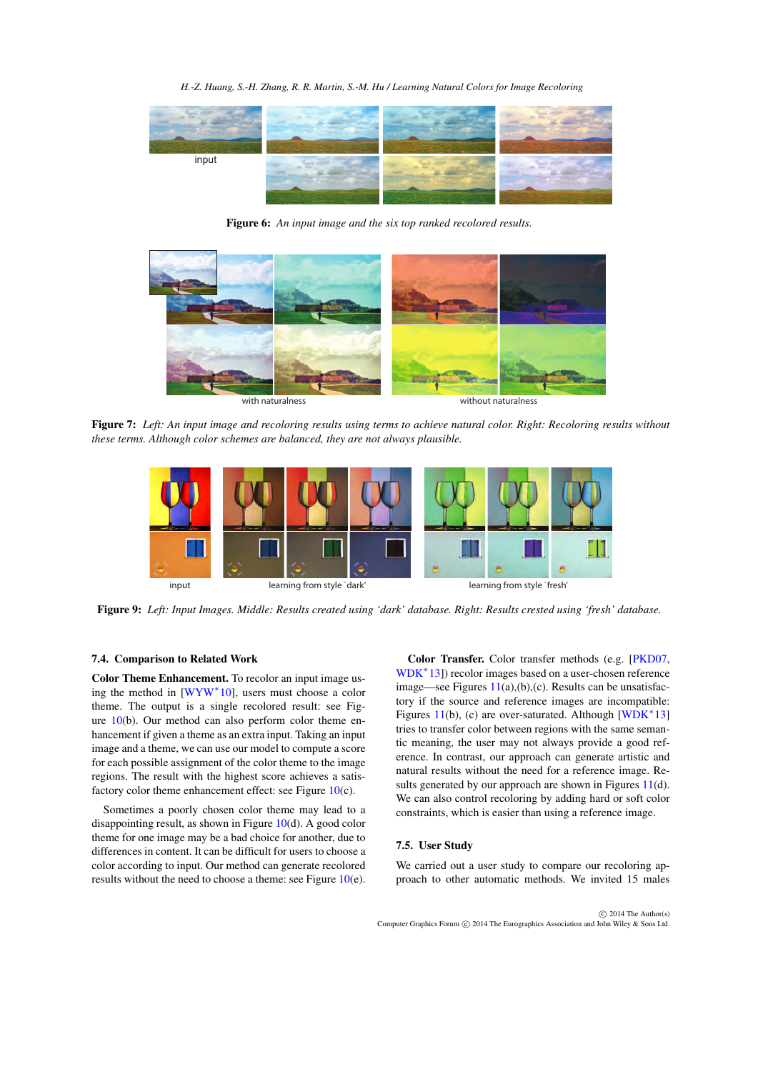Figure 6: *An input image and the six top ranked recolored results.*

Figure 7: *Left: An input image and recoloring results using terms to achieve natural color. Right: Recoloring results without these terms. Although color schemes are balanced, they are not always plausible.*

Figure 9: *Left: Input Images. Middle: Results created using 'dark' database. Right: Results crested using 'fresh' database.*

### 7.4. Comparison to Related Work

**Color Theme Enhancement.** To recolor an input image using the method in [WYW*10], users must choose a color theme. The output is a single recolored result: see Figure 10(b). Our method can also perform color theme enhancement if given a theme as an extra input. Taking an input image and a theme, we can use our model to compute a score for each possible assignment of the color theme to the image regions. The result with the highest score achieves a satisfactory color theme enhancement effect: see Figure 10(c).

Sometimes a poorly chosen color theme may lead to a disappointing result, as shown in Figure 10(d). A good color theme for one image may be a bad choice for another, due to differences in content. It can be difficult for users to choose a color according to input. Our method can generate recolored results without the need to choose a theme: see Figure 10(e).

**Color Transfer.** Color transfer methods (e.g. [PKD07, WDK*13]) recolor images based on a user-chosen reference image—see Figures 11(a),(b),(c). Results can be unsatisfactory if the source and reference images are incompatible: Figures 11(b), (c) are over-saturated. Although [WDK*13] tries to transfer color between regions with the same semantic meaning, the user may not always provide a good reference. In contrast, our approach can generate artistic and natural results without the need for a reference image. Results generated by our approach are shown in Figures 11(d). We can also control recoloring by adding hard or soft color constraints, which is easier than using a reference image.

### 7.5. User Study

We carried out a user study to compare our recoloring approach to other automatic methods. We invited 15 males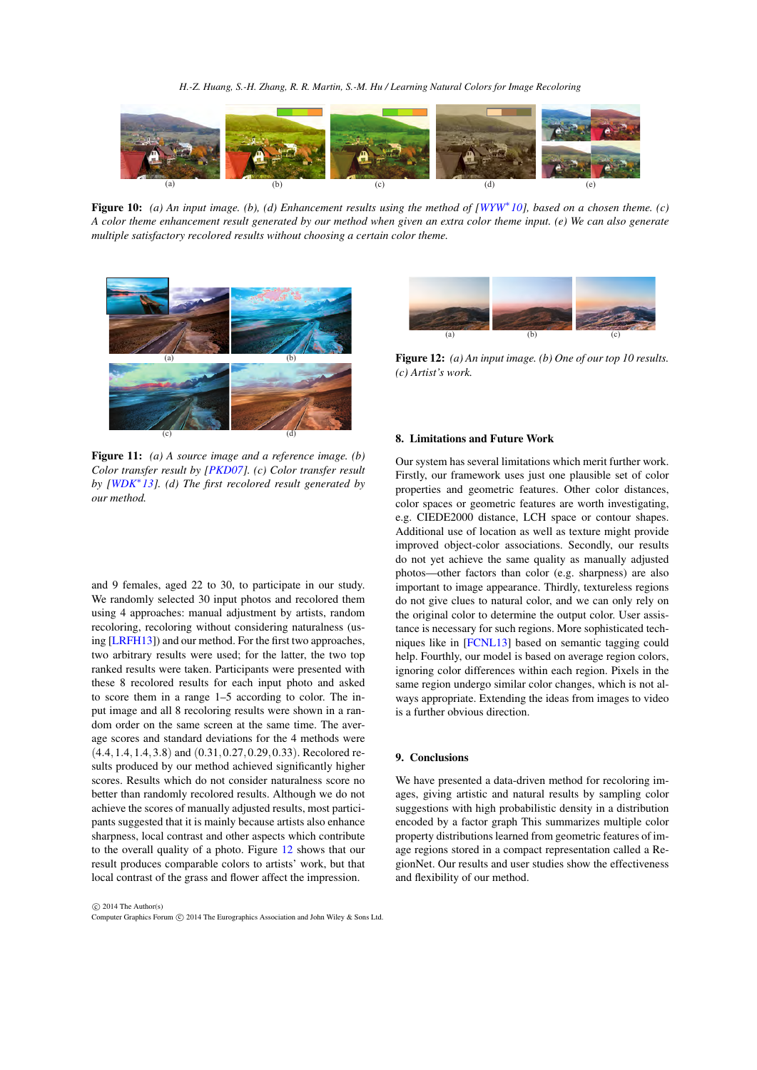**Figure 10:** *(a) An input image. (b), (d) Enhancement results using the method of [WYW*10], based on a chosen theme. (c) A color theme enhancement result generated by our method when given an extra color theme input. (e) We can also generate multiple satisfactory recolored results without choosing a certain color theme.*

**Figure 11:** *(a) A source image and a reference image. (b) Color transfer result by [PKD07]. (c) Color transfer result by [WDK*13]. (d) The first recolored result generated by our method.*

**Figure 12:** *(a) An input image. (b) One of our top 10 results. (c) Artist's work.*

and 9 females, aged 22 to 30, to participate in our study. We randomly selected 30 input photos and recolored them using 4 approaches: manual adjustment by artists, random recoloring, recoloring without considering naturalness (using [LRFH13]) and our method. For the first two approaches, two arbitrary results were used; for the latter, the two top ranked results were taken. Participants were presented with these 8 recolored results for each input photo and asked to score them in a range 1–5 according to color. The input image and all 8 recoloring results were shown in a random order on the same screen at the same time. The average scores and standard deviations for the 4 methods were $(4.4, 1.4, 1.4, 3.8)$ and $(0.31, 0.27, 0.29, 0.33)$. Recolored results produced by our method achieved significantly higher scores. Results which do not consider naturalness score no better than randomly recolored results. Although we do not achieve the scores of manually adjusted results, most participants suggested that it is mainly because artists also enhance sharpness, local contrast and other aspects which contribute to the overall quality of a photo. Figure 12 shows that our result produces comparable colors to artists' work, but that local contrast of the grass and flower affect the impression.

## 8. Limitations and Future Work

Our system has several limitations which merit further work. Firstly, our framework uses just one plausible set of color properties and geometric features. Other color distances, color spaces or geometric features are worth investigating, e.g. CIEDE2000 distance, LCH space or contour shapes. Additional use of location as well as texture might provide improved object-color associations. Secondly, our results do not yet achieve the same quality as manually adjusted photos—other factors than color (e.g. sharpness) are also important to image appearance. Thirdly, textureless regions do not give clues to natural color, and we can only rely on the original color to determine the output color. User assistance is necessary for such regions. More sophisticated techniques like in [FCNL13] based on semantic tagging could help. Fourthly, our model is based on average region colors, ignoring color differences within each region. Pixels in the same region undergo similar color changes, which is not always appropriate. Extending the ideas from images to video is a further obvious direction.

## 9. Conclusions

We have presented a data-driven method for recoloring images, giving artistic and natural results by sampling color suggestions with high probabilistic density in a distribution encoded by a factor graph This summarizes multiple color property distributions learned from geometric features of image regions stored in a compact representation called a RegionNet. Our results and user studies show the effectiveness and flexibility of our method.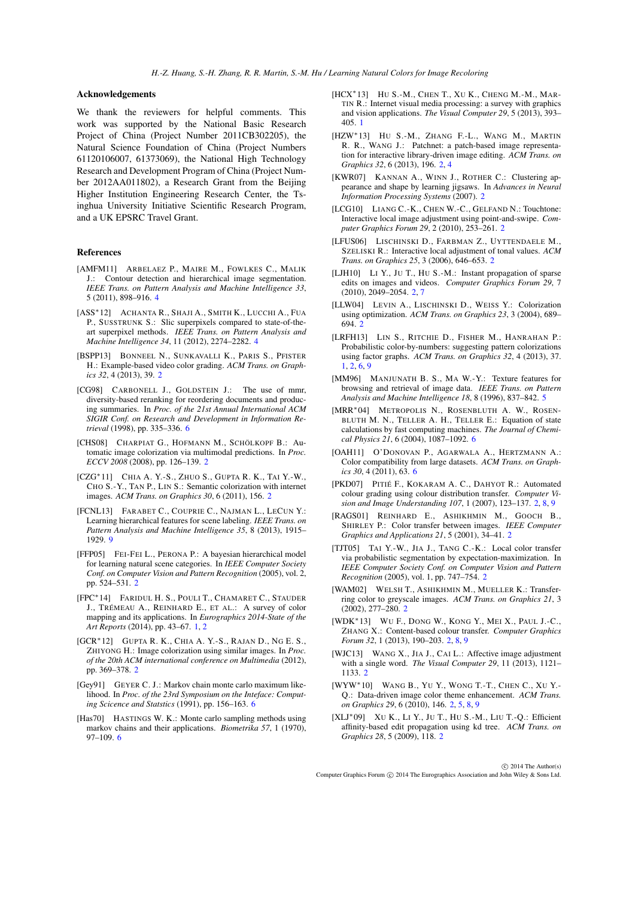## Acknowledgements

We thank the reviewers for helpful comments. This work was supported by the National Basic Research Project of China (Project Number 2011CB302205), the Natural Science Foundation of China (Project Numbers 61120106007, 61373069), the National High Technology Research and Development Program of China (Project Number 2012AA011802), a Research Grant from the Beijing Higher Institution Engineering Research Center, the Tsinghua University Initiative Scientific Research Program, and a UK EPSRC Travel Grant.

## References

[AMFM11] ARBELAEZ P., MAIRE M., FOWLKES C., MALIK J.: Contour detection and hierarchical image segmentation. *IEEE Trans. on Pattern Analysis and Machine Intelligence 33*, 5 (2011), 898–916. 4

[ASS*12] ACHANTA R., SHAJI A., SMITH K., LUCCHI A., FUA P., SUSSTRUNK S.: Slic superpixels compared to state-of-the-art superpixel methods. *IEEE Trans. on Pattern Analysis and Machine Intelligence 34*, 11 (2012), 2274–2282. 4

[BSPP13] BONNEEL N., SUNKAVALLI K., PARIS S., PFISTER H.: Example-based video color grading. *ACM Trans. on Graphics 32*, 4 (2013), 39. 2

[CG98] CARBONELL J., GOLDSTEIN J.: The use of mmr, diversity-based reranking for reordering documents and producing summaries. In *Proc. of the 21st Annual International ACM SIGIR Conf. on Research and Development in Information Retrieval* (1998), pp. 335–336. 6

[CHS08] CHARPIAT G., HOFMANN M., SCHÖLKOPF B.: Automatic image colorization via multimodal predictions. In *Proc. ECCV 2008* (2008), pp. 126–139. 2

[CZG*11] CHIA A. Y.-S., ZHUO S., GUPTA R. K., TAI Y.-W., CHO S.-Y., TAN P., LIN S.: Semantic colorization with internet images. *ACM Trans. on Graphics 30*, 6 (2011), 156. 2

[FCNL13] FARABET C., COUPRIE C., NAJMAN L., LECUN Y.: Learning hierarchical features for scene labeling. *IEEE Trans. on Pattern Analysis and Machine Intelligence 35*, 8 (2013), 1915–1929. 9

[FFP05] FEI-FEI L., PERONA P.: A bayesian hierarchical model for learning natural scene categories. In *IEEE Computer Society Conf. on Computer Vision and Pattern Recognition* (2005), vol. 2, pp. 524–531. 2

[FPC*14] FARIDUL H. S., POULI T., CHAMARET C., STAUDER J., TRÉMEAU A., REINHARD E., ET AL.: A survey of color mapping and its applications. In *Eurographics 2014-State of the Art Reports* (2014), pp. 43–67. 1, 2

[GCR*12] GUPTA R. K., CHIA A. Y.-S., RAJAN D., NG E. S., ZHIYONG H.: Image colorization using similar images. In *Proc. of the 20th ACM international conference on Multimedia* (2012), pp. 369–378. 2

[Gey91] GEYER C. J.: Markov chain monte carlo maximum likelihood. In *Proc. of the 23rd Symposium on the Inteface: Computing Scicence and Statstics* (1991), pp. 156–163. 6

[Has70] HASTINGS W. K.: Monte carlo sampling methods using markov chains and their applications. *Biometrika 57*, 1 (1970), 97–109. 6

[HCX*13] HU S.-M., CHEN T., XU K., CHENG M.-M., MARTIN R.: Internet visual media processing: a survey with graphics and vision applications. *The Visual Computer 29*, 5 (2013), 393–405. 1

[HZW*13] HU S.-M., ZHANG F.-L., WANG M., MARTIN R. R., WANG J.: Patchnet: a patch-based image representation for interactive library-driven image editing. *ACM Trans. on Graphics 32*, 6 (2013), 196. 2, 4

[KWR07] KANNAN A., WINN J., ROTHER C.: Clustering appearance and shape by learning jigsaws. In *Advances in Neural Information Processing Systems* (2007). 2

[LCG10] LIANG C.-K., CHEN W.-C., GELFAND N.: Touchtone: Interactive local image adjustment using point-and-swipe. *Computer Graphics Forum 29*, 2 (2010), 253–261. 2

[LFUS06] LISCHINSKI D., FARBMAN Z., UYTTENDAELE M., SZELISKI R.: Interactive local adjustment of tonal values. *ACM Trans. on Graphics 25*, 3 (2006), 646–653. 2

[LJH10] LI Y., JU T., HU S.-M.: Instant propagation of sparse edits on images and videos. *Computer Graphics Forum 29*, 7 (2010), 2049–2054. 2, 7

[LLW04] LEVIN A., LISCHINSKI D., WEISS Y.: Colorization using optimization. *ACM Trans. on Graphics 23*, 3 (2004), 689–694. 2

[LRFH13] LIN S., RITCHIE D., FISHER M., HANRAHAN P.: Probabilistic color-by-numbers: suggesting pattern colorizations using factor graphs. *ACM Trans. on Graphics 32*, 4 (2013), 37. 1, 2, 6, 9

[MM96] MANJUNATH B. S., MA W.-Y.: Texture features for browsing and retrieval of image data. *IEEE Trans. on Pattern Analysis and Machine Intelligence 18*, 8 (1996), 837–842. 5

[MRR*04] METROPOLIS N., ROSENBLUTH A. W., ROSENBLUTH M. N., TELLER A. H., TELLER E.: Equation of state calculations by fast computing machines. *The Journal of Chemical Physics 21*, 6 (2004), 1087–1092. 6

[OAH11] O'DONOVAN P., AGARWALA A., HERTZMANN A.: Color compatibility from large datasets. *ACM Trans. on Graphics 30*, 4 (2011), 63. 6

[PKD07] PITIÉ F., KOKARAM A. C., DAHYOT R.: Automated colour grading using colour distribution transfer. *Computer Vision and Image Understanding 107*, 1 (2007), 123–137. 2, 8, 9

[RAGS01] REINHARD E., ASHIKHMIN M., GOOCH B., SHIRLEY P.: Color transfer between images. *IEEE Computer Graphics and Applications 21*, 5 (2001), 34–41. 2

[TJT05] TAI Y.-W., JIA J., TANG C.-K.: Local color transfer via probabilistic segmentation by expectation-maximization. In *IEEE Computer Society Conf. on Computer Vision and Pattern Recognition* (2005), vol. 1, pp. 747–754. 2

[WAM02] WELSH T., ASHIKHMIN M., MUELLER K.: Transferring color to greyscale images. *ACM Trans. on Graphics 21*, 3 (2002), 277–280. 2

[WDK*13] WU F., DONG W., KONG Y., MEI X., PAUL J.-C., ZHANG X.: Content-based colour transfer. *Computer Graphics Forum 32*, 1 (2013), 190–203. 2, 8, 9

[WJC13] WANG X., JIA J., CAI L.: Affective image adjustment with a single word. *The Visual Computer 29*, 11 (2013), 1121–1133. 2

[WYW*10] WANG B., YU Y., WONG T.-T., CHEN C., XU Y.-Q.: Data-driven image color theme enhancement. *ACM Trans. on Graphics 29*, 6 (2010), 146. 2, 5, 8, 9

[XLJ*09] XU K., LI Y., JU T., HU S.-M., LIU T.-Q.: Efficient affinity-based edit propagation using kd tree. *ACM Trans. on Graphics 28*, 5 (2009), 118. 2